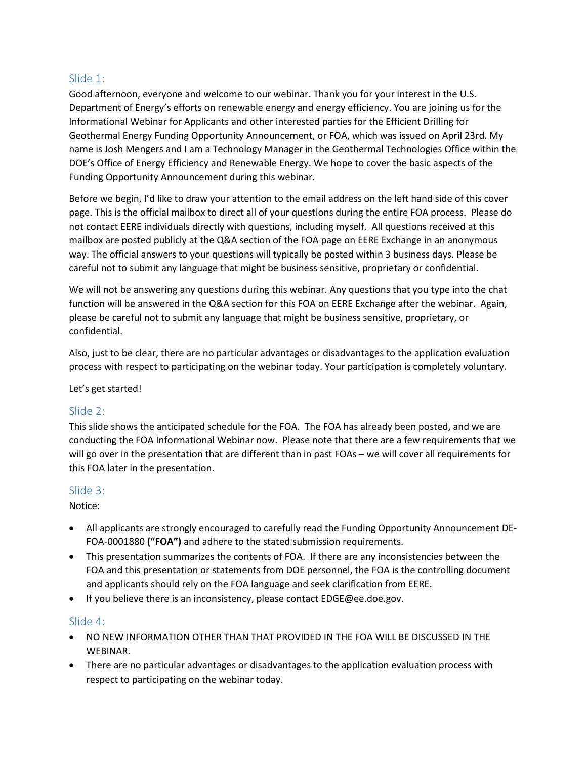## Slide 1:

Good afternoon, everyone and welcome to our webinar. Thank you for your interest in the U.S. Department of Energy's efforts on renewable energy and energy efficiency. You are joining us for the Informational Webinar for Applicants and other interested parties for the Efficient Drilling for Geothermal Energy Funding Opportunity Announcement, or FOA, which was issued on April 23rd. My name is Josh Mengers and I am a Technology Manager in the Geothermal Technologies Office within the DOE's Office of Energy Efficiency and Renewable Energy. We hope to cover the basic aspects of the Funding Opportunity Announcement during this webinar.

Before we begin, I'd like to draw your attention to the email address on the left hand side of this cover page. This is the official mailbox to direct all of your questions during the entire FOA process. Please do not contact EERE individuals directly with questions, including myself. All questions received at this mailbox are posted publicly at the Q&A section of the FOA page on EERE Exchange in an anonymous way. The official answers to your questions will typically be posted within 3 business days. Please be careful not to submit any language that might be business sensitive, proprietary or confidential.

We will not be answering any questions during this webinar. Any questions that you type into the chat function will be answered in the Q&A section for this FOA on EERE Exchange after the webinar. Again, please be careful not to submit any language that might be business sensitive, proprietary, or confidential.

Also, just to be clear, there are no particular advantages or disadvantages to the application evaluation process with respect to participating on the webinar today. Your participation is completely voluntary.

Let's get started!

## Slide 2:

This slide shows the anticipated schedule for the FOA. The FOA has already been posted, and we are conducting the FOA Informational Webinar now. Please note that there are a few requirements that we will go over in the presentation that are different than in past FOAs – we will cover all requirements for this FOA later in the presentation.

## Slide 3:

Notice:

- All applicants are strongly encouraged to carefully read the Funding Opportunity Announcement DE-FOA-0001880 **("FOA")** and adhere to the stated submission requirements.
- This presentation summarizes the contents of FOA. If there are any inconsistencies between the FOA and this presentation or statements from DOE personnel, the FOA is the controlling document and applicants should rely on the FOA language and seek clarification from EERE.
- If you believe there is an inconsistency, please contact EDGE@ee.doe.gov.

## Slide 4:

- NO NEW INFORMATION OTHER THAN THAT PROVIDED IN THE FOA WILL BE DISCUSSED IN THE WEBINAR.
- There are no particular advantages or disadvantages to the application evaluation process with respect to participating on the webinar today.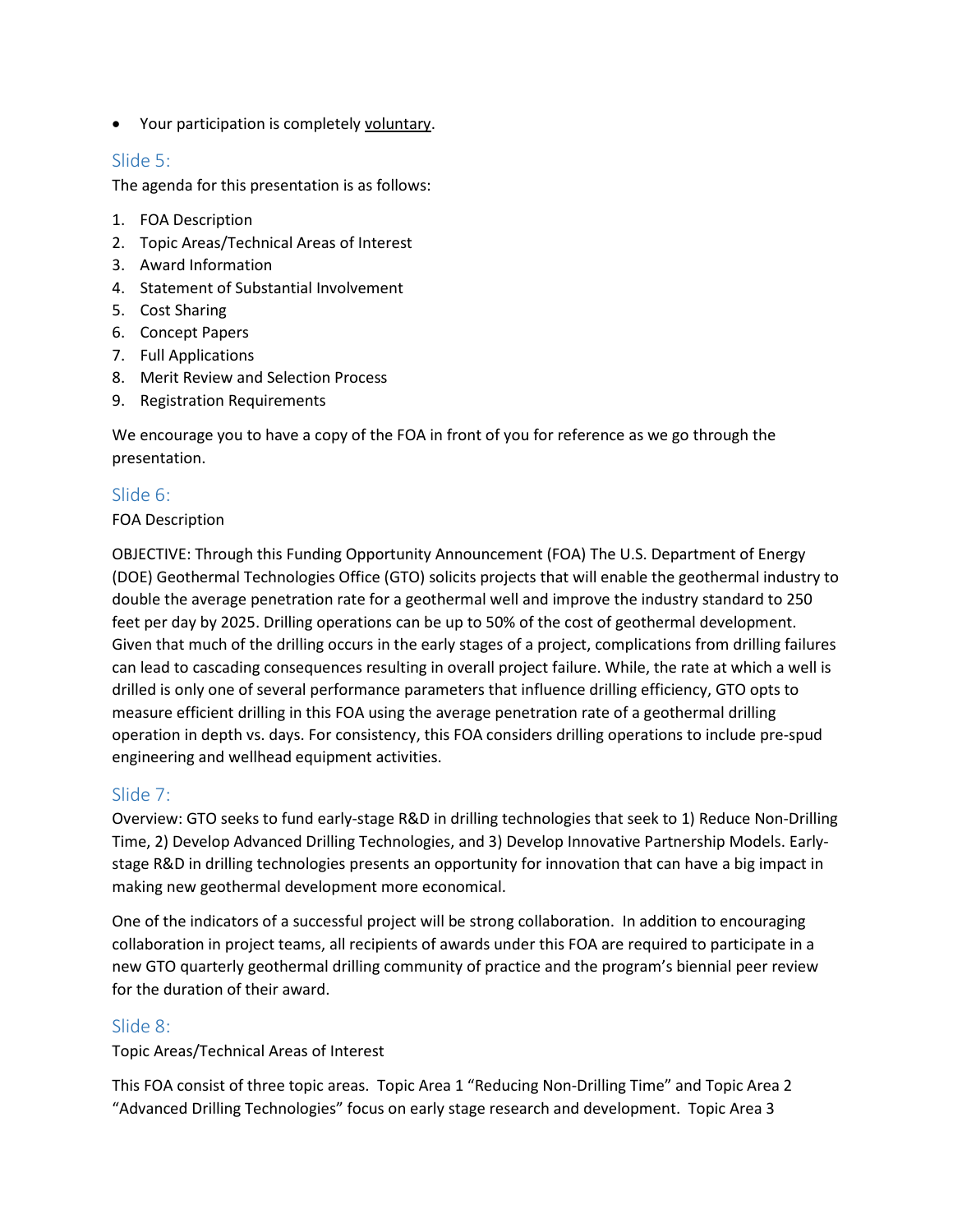- Your participation is completely voluntary.

## Slide 5:

The agenda for this presentation is as follows:

1. FOA Description
2. Topic Areas/Technical Areas of Interest
3. Award Information
4. Statement of Substantial Involvement
5. Cost Sharing
6. Concept Papers
7. Full Applications
8. Merit Review and Selection Process
9. Registration Requirements

We encourage you to have a copy of the FOA in front of you for reference as we go through the presentation.

## Slide 6:

FOA Description

OBJECTIVE: Through this Funding Opportunity Announcement (FOA) The U.S. Department of Energy (DOE) Geothermal Technologies Office (GTO) solicits projects that will enable the geothermal industry to double the average penetration rate for a geothermal well and improve the industry standard to 250 feet per day by 2025. Drilling operations can be up to 50% of the cost of geothermal development. Given that much of the drilling occurs in the early stages of a project, complications from drilling failures can lead to cascading consequences resulting in overall project failure. While, the rate at which a well is drilled is only one of several performance parameters that influence drilling efficiency, GTO opts to measure efficient drilling in this FOA using the average penetration rate of a geothermal drilling operation in depth vs. days. For consistency, this FOA considers drilling operations to include pre-spud engineering and wellhead equipment activities.

## Slide 7:

Overview: GTO seeks to fund early-stage R&D in drilling technologies that seek to 1) Reduce Non-Drilling Time, 2) Develop Advanced Drilling Technologies, and 3) Develop Innovative Partnership Models. Early-stage R&D in drilling technologies presents an opportunity for innovation that can have a big impact in making new geothermal development more economical.

One of the indicators of a successful project will be strong collaboration. In addition to encouraging collaboration in project teams, all recipients of awards under this FOA are required to participate in a new GTO quarterly geothermal drilling community of practice and the program's biennial peer review for the duration of their award.

## Slide 8:

Topic Areas/Technical Areas of Interest

This FOA consist of three topic areas. Topic Area 1 "Reducing Non-Drilling Time" and Topic Area 2 "Advanced Drilling Technologies" focus on early stage research and development. Topic Area 3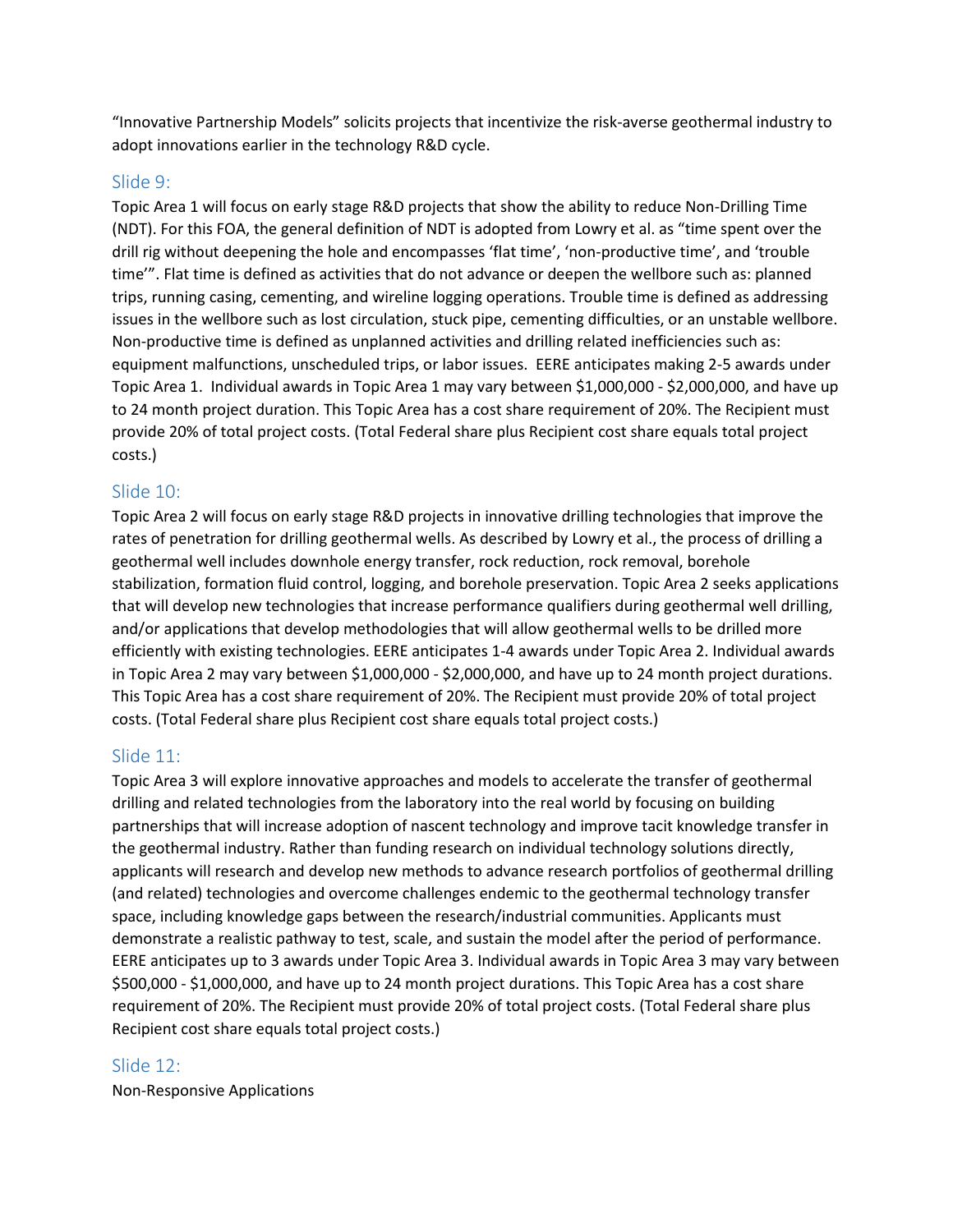"Innovative Partnership Models" solicits projects that incentivize the risk-averse geothermal industry to adopt innovations earlier in the technology R&D cycle.

## Slide 9:

Topic Area 1 will focus on early stage R&D projects that show the ability to reduce Non-Drilling Time (NDT). For this FOA, the general definition of NDT is adopted from Lowry et al. as "time spent over the drill rig without deepening the hole and encompasses 'flat time', 'non-productive time', and 'trouble time'". Flat time is defined as activities that do not advance or deepen the wellbore such as: planned trips, running casing, cementing, and wireline logging operations. Trouble time is defined as addressing issues in the wellbore such as lost circulation, stuck pipe, cementing difficulties, or an unstable wellbore. Non-productive time is defined as unplanned activities and drilling related inefficiencies such as: equipment malfunctions, unscheduled trips, or labor issues. EERE anticipates making 2-5 awards under Topic Area 1. Individual awards in Topic Area 1 may vary between $1,000,000 - $2,000,000, and have up to 24 month project duration. This Topic Area has a cost share requirement of 20%. The Recipient must provide 20% of total project costs. (Total Federal share plus Recipient cost share equals total project costs.)

## Slide 10:

Topic Area 2 will focus on early stage R&D projects in innovative drilling technologies that improve the rates of penetration for drilling geothermal wells. As described by Lowry et al., the process of drilling a geothermal well includes downhole energy transfer, rock reduction, rock removal, borehole stabilization, formation fluid control, logging, and borehole preservation. Topic Area 2 seeks applications that will develop new technologies that increase performance qualifiers during geothermal well drilling, and/or applications that develop methodologies that will allow geothermal wells to be drilled more efficiently with existing technologies. EERE anticipates 1-4 awards under Topic Area 2. Individual awards in Topic Area 2 may vary between $1,000,000 - $2,000,000, and have up to 24 month project durations. This Topic Area has a cost share requirement of 20%. The Recipient must provide 20% of total project costs. (Total Federal share plus Recipient cost share equals total project costs.)

## Slide 11:

Topic Area 3 will explore innovative approaches and models to accelerate the transfer of geothermal drilling and related technologies from the laboratory into the real world by focusing on building partnerships that will increase adoption of nascent technology and improve tacit knowledge transfer in the geothermal industry. Rather than funding research on individual technology solutions directly, applicants will research and develop new methods to advance research portfolios of geothermal drilling (and related) technologies and overcome challenges endemic to the geothermal technology transfer space, including knowledge gaps between the research/industrial communities. Applicants must demonstrate a realistic pathway to test, scale, and sustain the model after the period of performance. EERE anticipates up to 3 awards under Topic Area 3. Individual awards in Topic Area 3 may vary between $500,000 - $1,000,000, and have up to 24 month project durations. This Topic Area has a cost share requirement of 20%. The Recipient must provide 20% of total project costs. (Total Federal share plus Recipient cost share equals total project costs.)

## Slide 12:

Non-Responsive Applications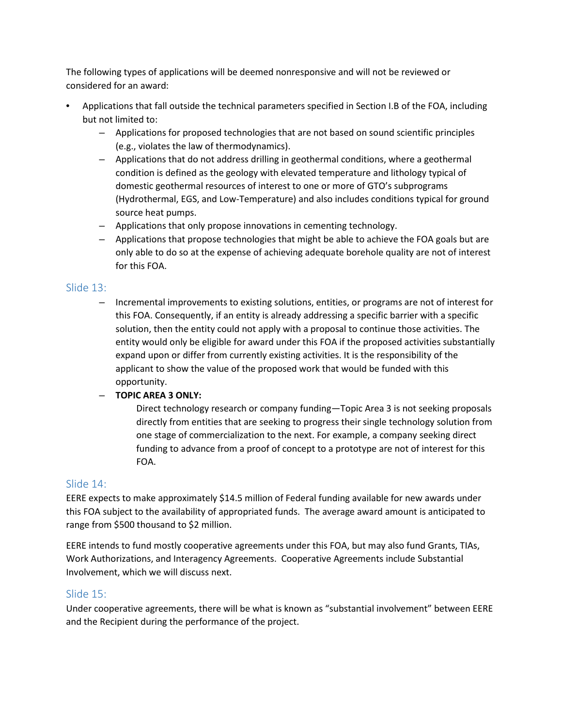The following types of applications will be deemed nonresponsive and will not be reviewed or considered for an award:

- Applications that fall outside the technical parameters specified in Section I.B of the FOA, including but not limited to:
  - Applications for proposed technologies that are not based on sound scientific principles (e.g., violates the law of thermodynamics).
  - Applications that do not address drilling in geothermal conditions, where a geothermal condition is defined as the geology with elevated temperature and lithology typical of domestic geothermal resources of interest to one or more of GTO's subprograms (Hydrothermal, EGS, and Low-Temperature) and also includes conditions typical for ground source heat pumps.
  - Applications that only propose innovations in cementing technology.
  - Applications that propose technologies that might be able to achieve the FOA goals but are only able to do so at the expense of achieving adequate borehole quality are not of interest for this FOA.

## Slide 13:

  - Incremental improvements to existing solutions, entities, or programs are not of interest for this FOA. Consequently, if an entity is already addressing a specific barrier with a specific solution, then the entity could not apply with a proposal to continue those activities. The entity would only be eligible for award under this FOA if the proposed activities substantially expand upon or differ from currently existing activities. It is the responsibility of the applicant to show the value of the proposed work that would be funded with this opportunity.
  - **TOPIC AREA 3 ONLY:**

    Direct technology research or company funding—Topic Area 3 is not seeking proposals directly from entities that are seeking to progress their single technology solution from one stage of commercialization to the next. For example, a company seeking direct funding to advance from a proof of concept to a prototype are not of interest for this FOA.

## Slide 14:

EERE expects to make approximately $14.5 million of Federal funding available for new awards under this FOA subject to the availability of appropriated funds. The average award amount is anticipated to range from $500 thousand to $2 million.

EERE intends to fund mostly cooperative agreements under this FOA, but may also fund Grants, TIAs, Work Authorizations, and Interagency Agreements. Cooperative Agreements include Substantial Involvement, which we will discuss next.

## Slide 15:

Under cooperative agreements, there will be what is known as "substantial involvement" between EERE and the Recipient during the performance of the project.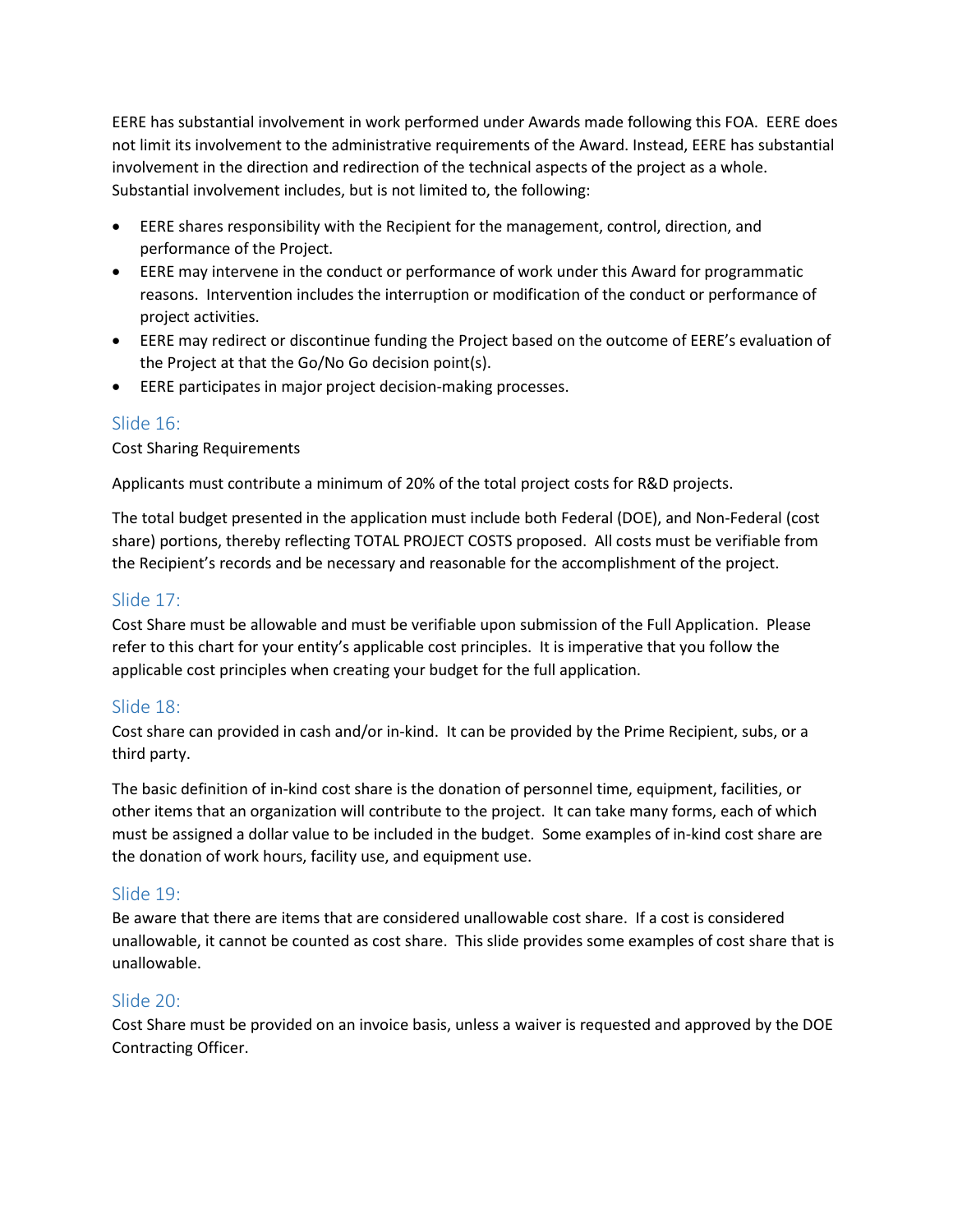EERE has substantial involvement in work performed under Awards made following this FOA. EERE does not limit its involvement to the administrative requirements of the Award. Instead, EERE has substantial involvement in the direction and redirection of the technical aspects of the project as a whole. Substantial involvement includes, but is not limited to, the following:

- EERE shares responsibility with the Recipient for the management, control, direction, and performance of the Project.
- EERE may intervene in the conduct or performance of work under this Award for programmatic reasons. Intervention includes the interruption or modification of the conduct or performance of project activities.
- EERE may redirect or discontinue funding the Project based on the outcome of EERE's evaluation of the Project at that the Go/No Go decision point(s).
- EERE participates in major project decision-making processes.

## Slide 16:

Cost Sharing Requirements

Applicants must contribute a minimum of 20% of the total project costs for R&D projects.

The total budget presented in the application must include both Federal (DOE), and Non-Federal (cost share) portions, thereby reflecting TOTAL PROJECT COSTS proposed. All costs must be verifiable from the Recipient's records and be necessary and reasonable for the accomplishment of the project.

## Slide 17:

Cost Share must be allowable and must be verifiable upon submission of the Full Application. Please refer to this chart for your entity's applicable cost principles. It is imperative that you follow the applicable cost principles when creating your budget for the full application.

## Slide 18:

Cost share can provided in cash and/or in-kind. It can be provided by the Prime Recipient, subs, or a third party.

The basic definition of in-kind cost share is the donation of personnel time, equipment, facilities, or other items that an organization will contribute to the project. It can take many forms, each of which must be assigned a dollar value to be included in the budget. Some examples of in-kind cost share are the donation of work hours, facility use, and equipment use.

## Slide 19:

Be aware that there are items that are considered unallowable cost share. If a cost is considered unallowable, it cannot be counted as cost share. This slide provides some examples of cost share that is unallowable.

## Slide 20:

Cost Share must be provided on an invoice basis, unless a waiver is requested and approved by the DOE Contracting Officer.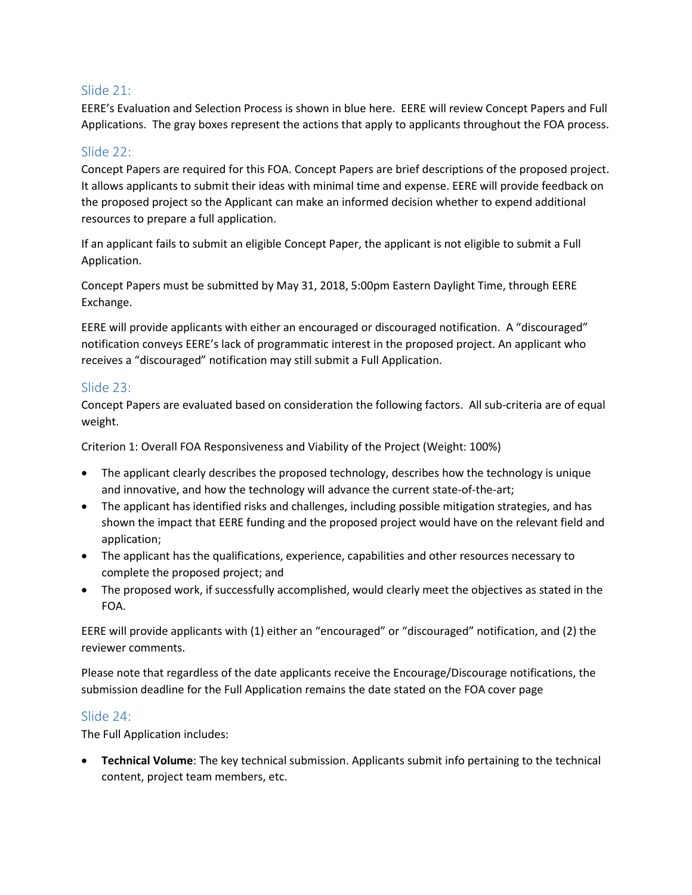## Slide 21:

EERE's Evaluation and Selection Process is shown in blue here. EERE will review Concept Papers and Full Applications. The gray boxes represent the actions that apply to applicants throughout the FOA process.

## Slide 22:

Concept Papers are required for this FOA. Concept Papers are brief descriptions of the proposed project. It allows applicants to submit their ideas with minimal time and expense. EERE will provide feedback on the proposed project so the Applicant can make an informed decision whether to expend additional resources to prepare a full application.

If an applicant fails to submit an eligible Concept Paper, the applicant is not eligible to submit a Full Application.

Concept Papers must be submitted by May 31, 2018, 5:00pm Eastern Daylight Time, through EERE Exchange.

EERE will provide applicants with either an encouraged or discouraged notification. A "discouraged" notification conveys EERE's lack of programmatic interest in the proposed project. An applicant who receives a "discouraged" notification may still submit a Full Application.

## Slide 23:

Concept Papers are evaluated based on consideration the following factors. All sub-criteria are of equal weight.

Criterion 1: Overall FOA Responsiveness and Viability of the Project (Weight: 100%)

- The applicant clearly describes the proposed technology, describes how the technology is unique and innovative, and how the technology will advance the current state-of-the-art;
- The applicant has identified risks and challenges, including possible mitigation strategies, and has shown the impact that EERE funding and the proposed project would have on the relevant field and application;
- The applicant has the qualifications, experience, capabilities and other resources necessary to complete the proposed project; and
- The proposed work, if successfully accomplished, would clearly meet the objectives as stated in the FOA.

EERE will provide applicants with (1) either an "encouraged" or "discouraged" notification, and (2) the reviewer comments.

Please note that regardless of the date applicants receive the Encourage/Discourage notifications, the submission deadline for the Full Application remains the date stated on the FOA cover page

## Slide 24:

The Full Application includes:

- **Technical Volume**: The key technical submission. Applicants submit info pertaining to the technical content, project team members, etc.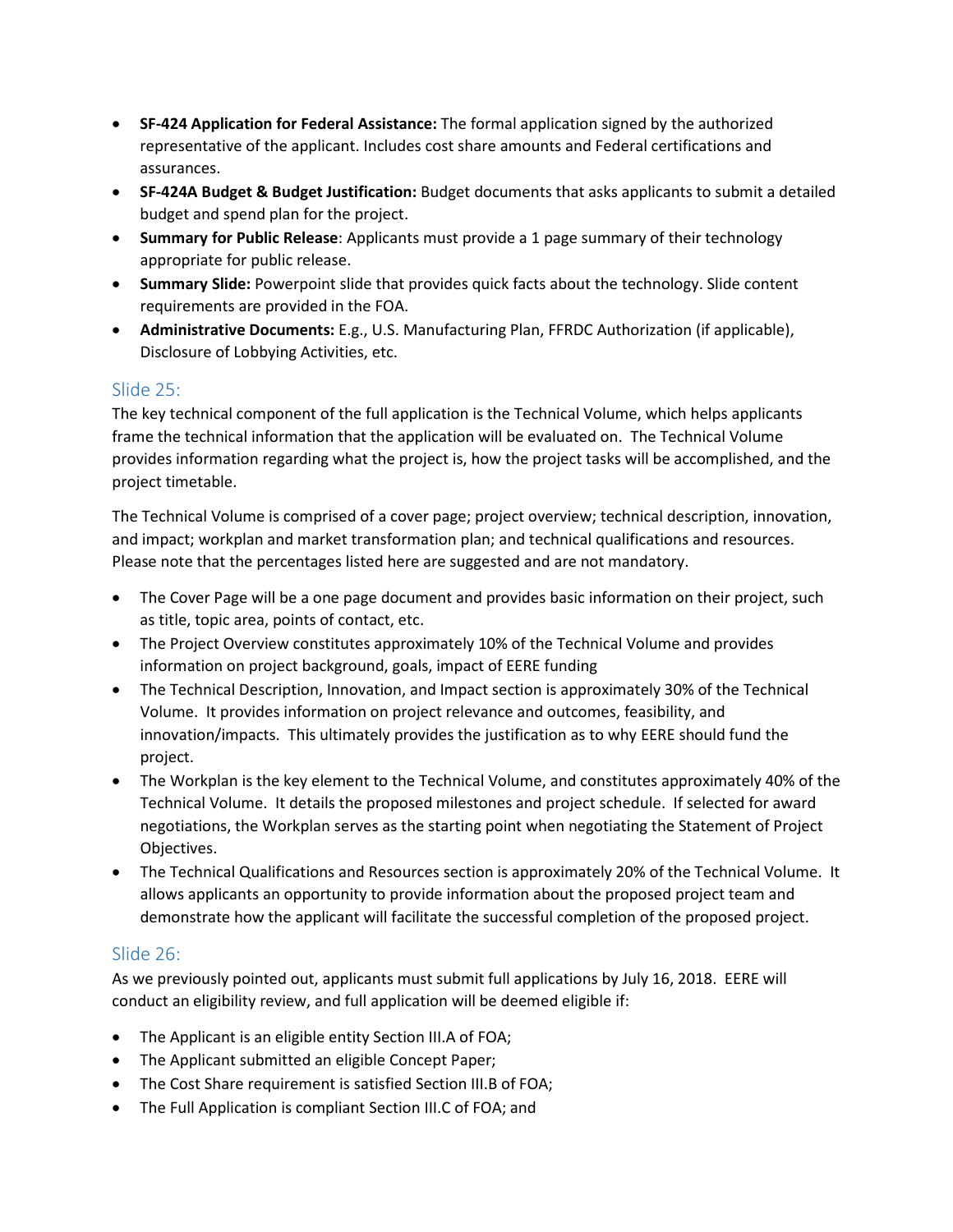- **SF-424 Application for Federal Assistance:** The formal application signed by the authorized representative of the applicant. Includes cost share amounts and Federal certifications and assurances.
- **SF-424A Budget & Budget Justification:** Budget documents that asks applicants to submit a detailed budget and spend plan for the project.
- **Summary for Public Release**: Applicants must provide a 1 page summary of their technology appropriate for public release.
- **Summary Slide:** Powerpoint slide that provides quick facts about the technology. Slide content requirements are provided in the FOA.
- **Administrative Documents:** E.g., U.S. Manufacturing Plan, FFRDC Authorization (if applicable), Disclosure of Lobbying Activities, etc.

## Slide 25:

The key technical component of the full application is the Technical Volume, which helps applicants frame the technical information that the application will be evaluated on. The Technical Volume provides information regarding what the project is, how the project tasks will be accomplished, and the project timetable.

The Technical Volume is comprised of a cover page; project overview; technical description, innovation, and impact; workplan and market transformation plan; and technical qualifications and resources. Please note that the percentages listed here are suggested and are not mandatory.

- The Cover Page will be a one page document and provides basic information on their project, such as title, topic area, points of contact, etc.
- The Project Overview constitutes approximately 10% of the Technical Volume and provides information on project background, goals, impact of EERE funding
- The Technical Description, Innovation, and Impact section is approximately 30% of the Technical Volume. It provides information on project relevance and outcomes, feasibility, and innovation/impacts. This ultimately provides the justification as to why EERE should fund the project.
- The Workplan is the key element to the Technical Volume, and constitutes approximately 40% of the Technical Volume. It details the proposed milestones and project schedule. If selected for award negotiations, the Workplan serves as the starting point when negotiating the Statement of Project Objectives.
- The Technical Qualifications and Resources section is approximately 20% of the Technical Volume. It allows applicants an opportunity to provide information about the proposed project team and demonstrate how the applicant will facilitate the successful completion of the proposed project.

## Slide 26:

As we previously pointed out, applicants must submit full applications by July 16, 2018. EERE will conduct an eligibility review, and full application will be deemed eligible if:

- The Applicant is an eligible entity Section III.A of FOA;
- The Applicant submitted an eligible Concept Paper;
- The Cost Share requirement is satisfied Section III.B of FOA;
- The Full Application is compliant Section III.C of FOA; and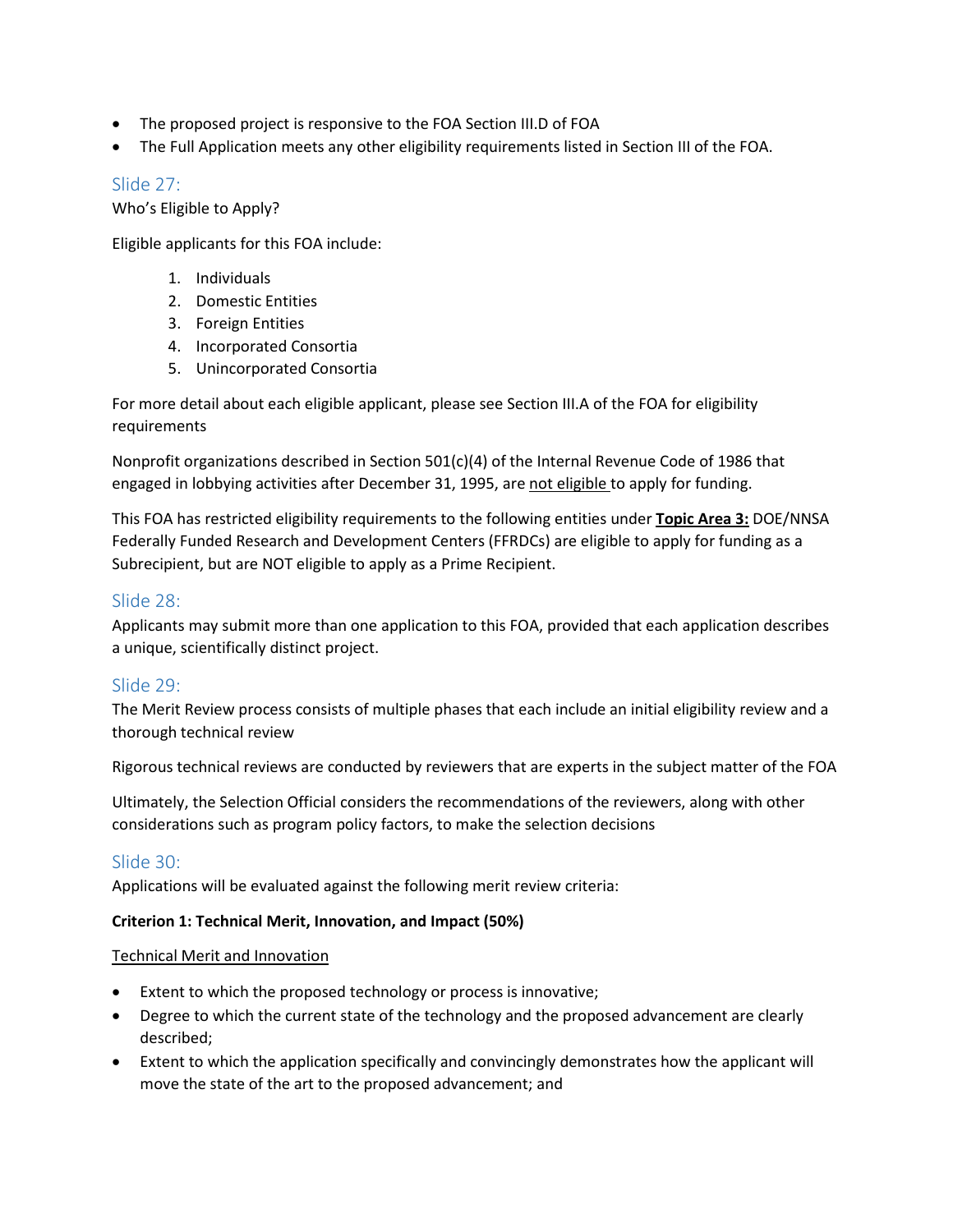- The proposed project is responsive to the FOA Section III.D of FOA
- The Full Application meets any other eligibility requirements listed in Section III of the FOA.

## Slide 27:

Who's Eligible to Apply?

Eligible applicants for this FOA include:

1. Individuals
2. Domestic Entities
3. Foreign Entities
4. Incorporated Consortia
5. Unincorporated Consortia

For more detail about each eligible applicant, please see Section III.A of the FOA for eligibility requirements

Nonprofit organizations described in Section 501(c)(4) of the Internal Revenue Code of 1986 that engaged in lobbying activities after December 31, 1995, are not eligible to apply for funding.

This FOA has restricted eligibility requirements to the following entities under **Topic Area 3:** DOE/NNSA Federally Funded Research and Development Centers (FFRDCs) are eligible to apply for funding as a Subrecipient, but are NOT eligible to apply as a Prime Recipient.

## Slide 28:

Applicants may submit more than one application to this FOA, provided that each application describes a unique, scientifically distinct project.

## Slide 29:

The Merit Review process consists of multiple phases that each include an initial eligibility review and a thorough technical review

Rigorous technical reviews are conducted by reviewers that are experts in the subject matter of the FOA

Ultimately, the Selection Official considers the recommendations of the reviewers, along with other considerations such as program policy factors, to make the selection decisions

## Slide 30:

Applications will be evaluated against the following merit review criteria:

**Criterion 1: Technical Merit, Innovation, and Impact (50%)**

Technical Merit and Innovation

- Extent to which the proposed technology or process is innovative;
- Degree to which the current state of the technology and the proposed advancement are clearly described;
- Extent to which the application specifically and convincingly demonstrates how the applicant will move the state of the art to the proposed advancement; and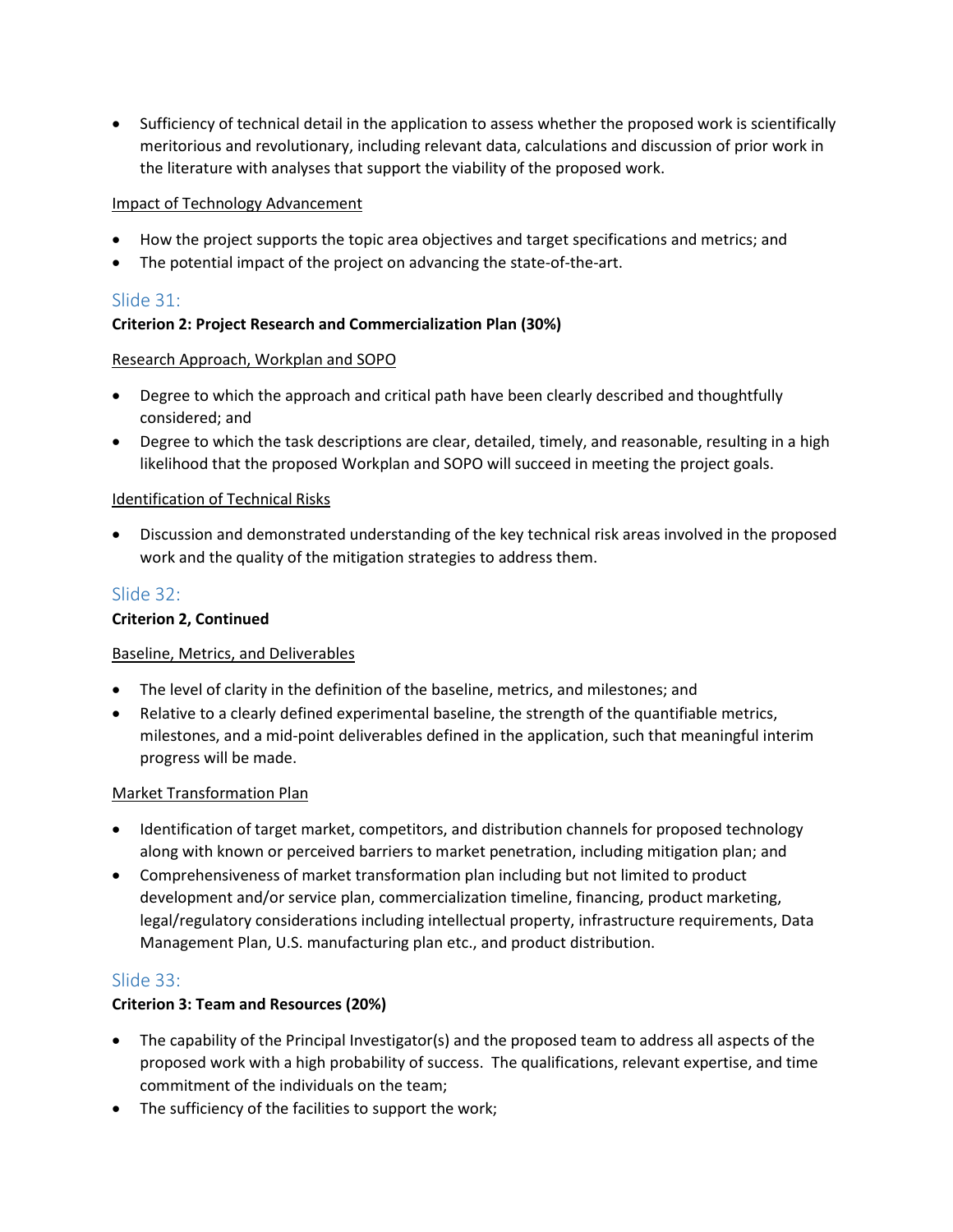- Sufficiency of technical detail in the application to assess whether the proposed work is scientifically meritorious and revolutionary, including relevant data, calculations and discussion of prior work in the literature with analyses that support the viability of the proposed work.

Impact of Technology Advancement

- How the project supports the topic area objectives and target specifications and metrics; and
- The potential impact of the project on advancing the state-of-the-art.

## Slide 31:

**Criterion 2: Project Research and Commercialization Plan (30%)**

Research Approach, Workplan and SOPO

- Degree to which the approach and critical path have been clearly described and thoughtfully considered; and
- Degree to which the task descriptions are clear, detailed, timely, and reasonable, resulting in a high likelihood that the proposed Workplan and SOPO will succeed in meeting the project goals.

Identification of Technical Risks

- Discussion and demonstrated understanding of the key technical risk areas involved in the proposed work and the quality of the mitigation strategies to address them.

## Slide 32:

**Criterion 2, Continued**

Baseline, Metrics, and Deliverables

- The level of clarity in the definition of the baseline, metrics, and milestones; and
- Relative to a clearly defined experimental baseline, the strength of the quantifiable metrics, milestones, and a mid-point deliverables defined in the application, such that meaningful interim progress will be made.

Market Transformation Plan

- Identification of target market, competitors, and distribution channels for proposed technology along with known or perceived barriers to market penetration, including mitigation plan; and
- Comprehensiveness of market transformation plan including but not limited to product development and/or service plan, commercialization timeline, financing, product marketing, legal/regulatory considerations including intellectual property, infrastructure requirements, Data Management Plan, U.S. manufacturing plan etc., and product distribution.

## Slide 33:

**Criterion 3: Team and Resources (20%)**

- The capability of the Principal Investigator(s) and the proposed team to address all aspects of the proposed work with a high probability of success. The qualifications, relevant expertise, and time commitment of the individuals on the team;
- The sufficiency of the facilities to support the work;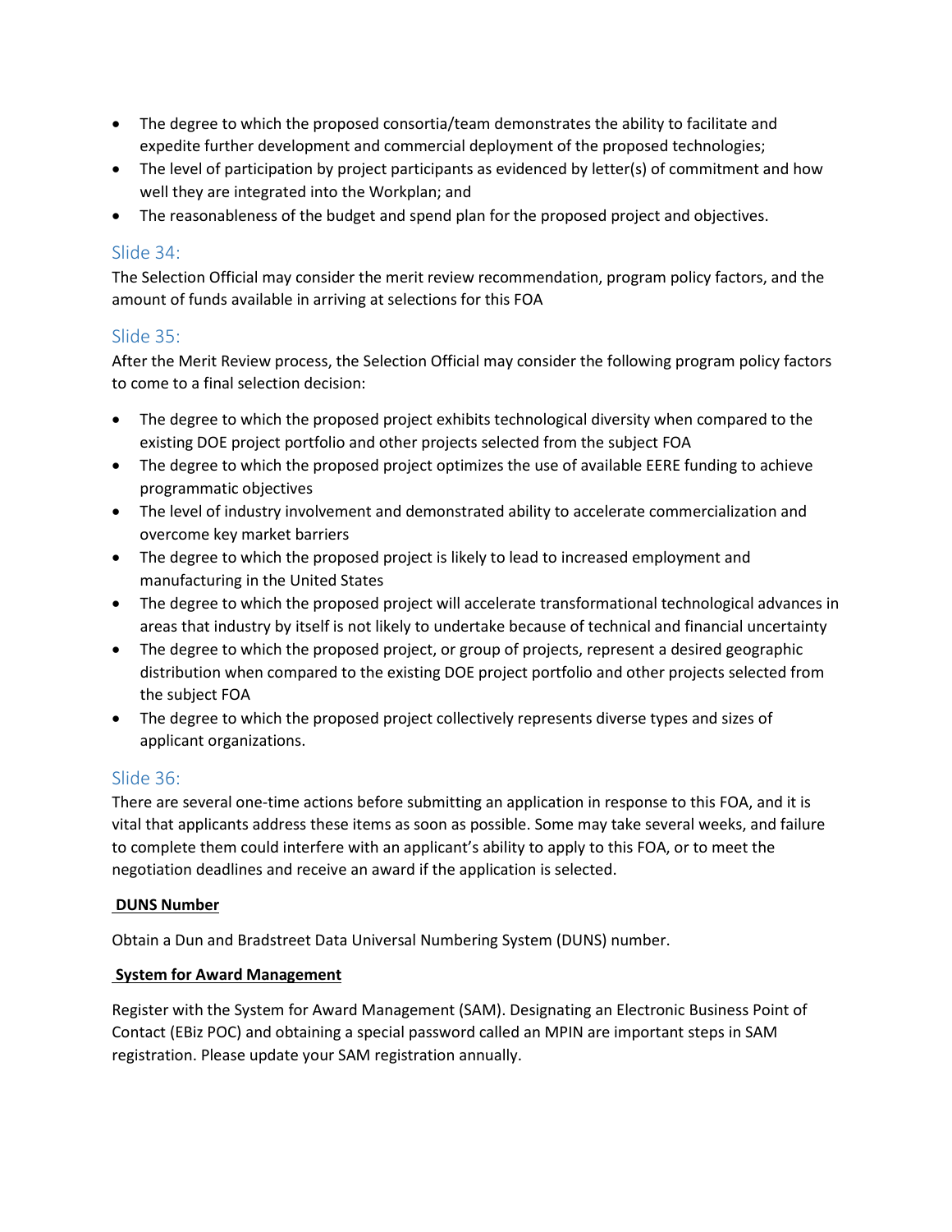- The degree to which the proposed consortia/team demonstrates the ability to facilitate and expedite further development and commercial deployment of the proposed technologies;
- The level of participation by project participants as evidenced by letter(s) of commitment and how well they are integrated into the Workplan; and
- The reasonableness of the budget and spend plan for the proposed project and objectives.

## Slide 34:

The Selection Official may consider the merit review recommendation, program policy factors, and the amount of funds available in arriving at selections for this FOA

## Slide 35:

After the Merit Review process, the Selection Official may consider the following program policy factors to come to a final selection decision:

- The degree to which the proposed project exhibits technological diversity when compared to the existing DOE project portfolio and other projects selected from the subject FOA
- The degree to which the proposed project optimizes the use of available EERE funding to achieve programmatic objectives
- The level of industry involvement and demonstrated ability to accelerate commercialization and overcome key market barriers
- The degree to which the proposed project is likely to lead to increased employment and manufacturing in the United States
- The degree to which the proposed project will accelerate transformational technological advances in areas that industry by itself is not likely to undertake because of technical and financial uncertainty
- The degree to which the proposed project, or group of projects, represent a desired geographic distribution when compared to the existing DOE project portfolio and other projects selected from the subject FOA
- The degree to which the proposed project collectively represents diverse types and sizes of applicant organizations.

## Slide 36:

There are several one-time actions before submitting an application in response to this FOA, and it is vital that applicants address these items as soon as possible. Some may take several weeks, and failure to complete them could interfere with an applicant's ability to apply to this FOA, or to meet the negotiation deadlines and receive an award if the application is selected.

**DUNS Number**

Obtain a Dun and Bradstreet Data Universal Numbering System (DUNS) number.

**System for Award Management**

Register with the System for Award Management (SAM). Designating an Electronic Business Point of Contact (EBiz POC) and obtaining a special password called an MPIN are important steps in SAM registration. Please update your SAM registration annually.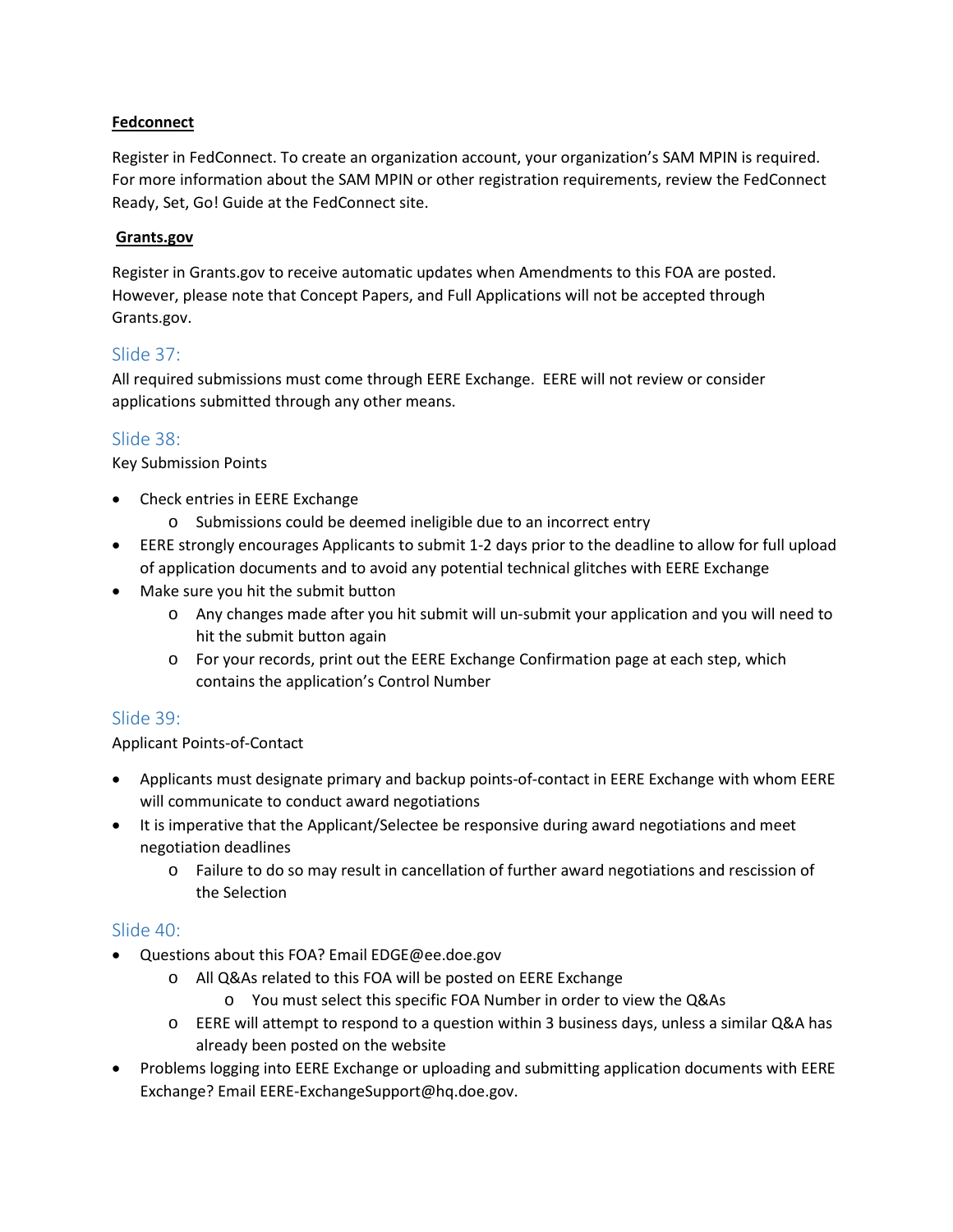**Fedconnect**

Register in FedConnect. To create an organization account, your organization's SAM MPIN is required. For more information about the SAM MPIN or other registration requirements, review the FedConnect Ready, Set, Go! Guide at the FedConnect site.

**Grants.gov**

Register in Grants.gov to receive automatic updates when Amendments to this FOA are posted. However, please note that Concept Papers, and Full Applications will not be accepted through Grants.gov.

## Slide 37:

All required submissions must come through EERE Exchange. EERE will not review or consider applications submitted through any other means.

## Slide 38:

Key Submission Points

- Check entries in EERE Exchange
  - Submissions could be deemed ineligible due to an incorrect entry
- EERE strongly encourages Applicants to submit 1-2 days prior to the deadline to allow for full upload of application documents and to avoid any potential technical glitches with EERE Exchange
- Make sure you hit the submit button
  - Any changes made after you hit submit will un-submit your application and you will need to hit the submit button again
  - For your records, print out the EERE Exchange Confirmation page at each step, which contains the application's Control Number

## Slide 39:

Applicant Points-of-Contact

- Applicants must designate primary and backup points-of-contact in EERE Exchange with whom EERE will communicate to conduct award negotiations
- It is imperative that the Applicant/Selectee be responsive during award negotiations and meet negotiation deadlines
  - Failure to do so may result in cancellation of further award negotiations and rescission of the Selection

## Slide 40:

- Questions about this FOA? Email EDGE@ee.doe.gov
  - All Q&As related to this FOA will be posted on EERE Exchange
    - You must select this specific FOA Number in order to view the Q&As
  - EERE will attempt to respond to a question within 3 business days, unless a similar Q&A has already been posted on the website
- Problems logging into EERE Exchange or uploading and submitting application documents with EERE Exchange? Email EERE-ExchangeSupport@hq.doe.gov.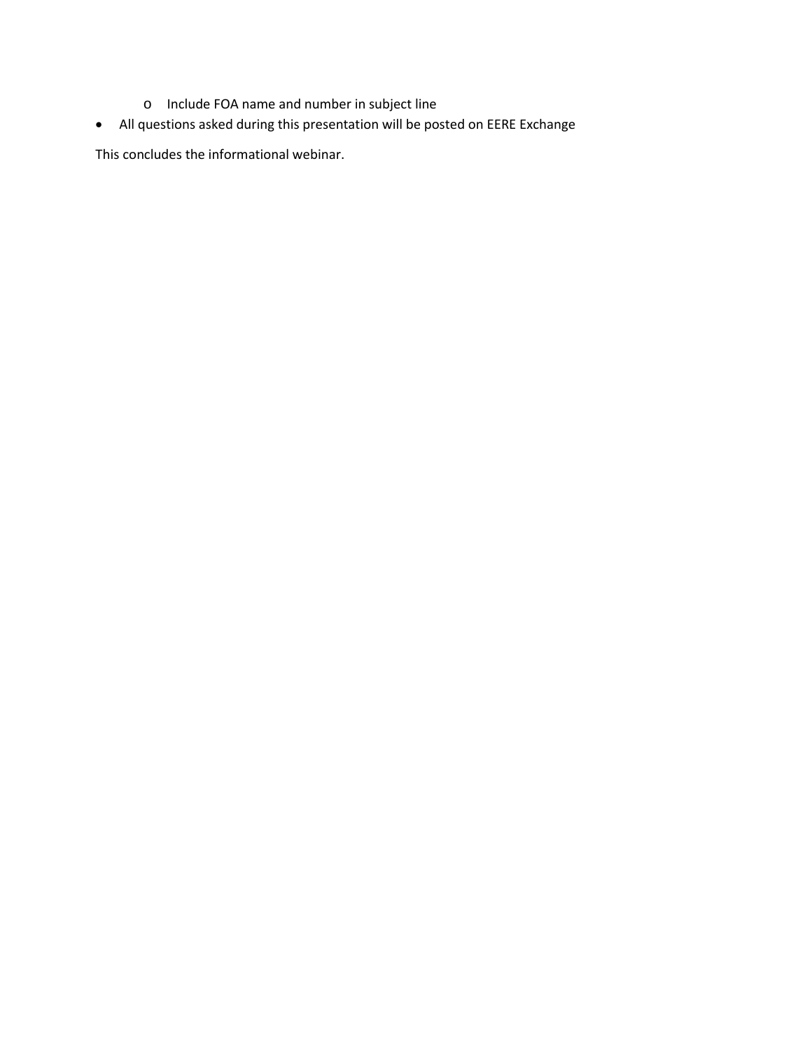- Include FOA name and number in subject line
- All questions asked during this presentation will be posted on EERE Exchange

This concludes the informational webinar.